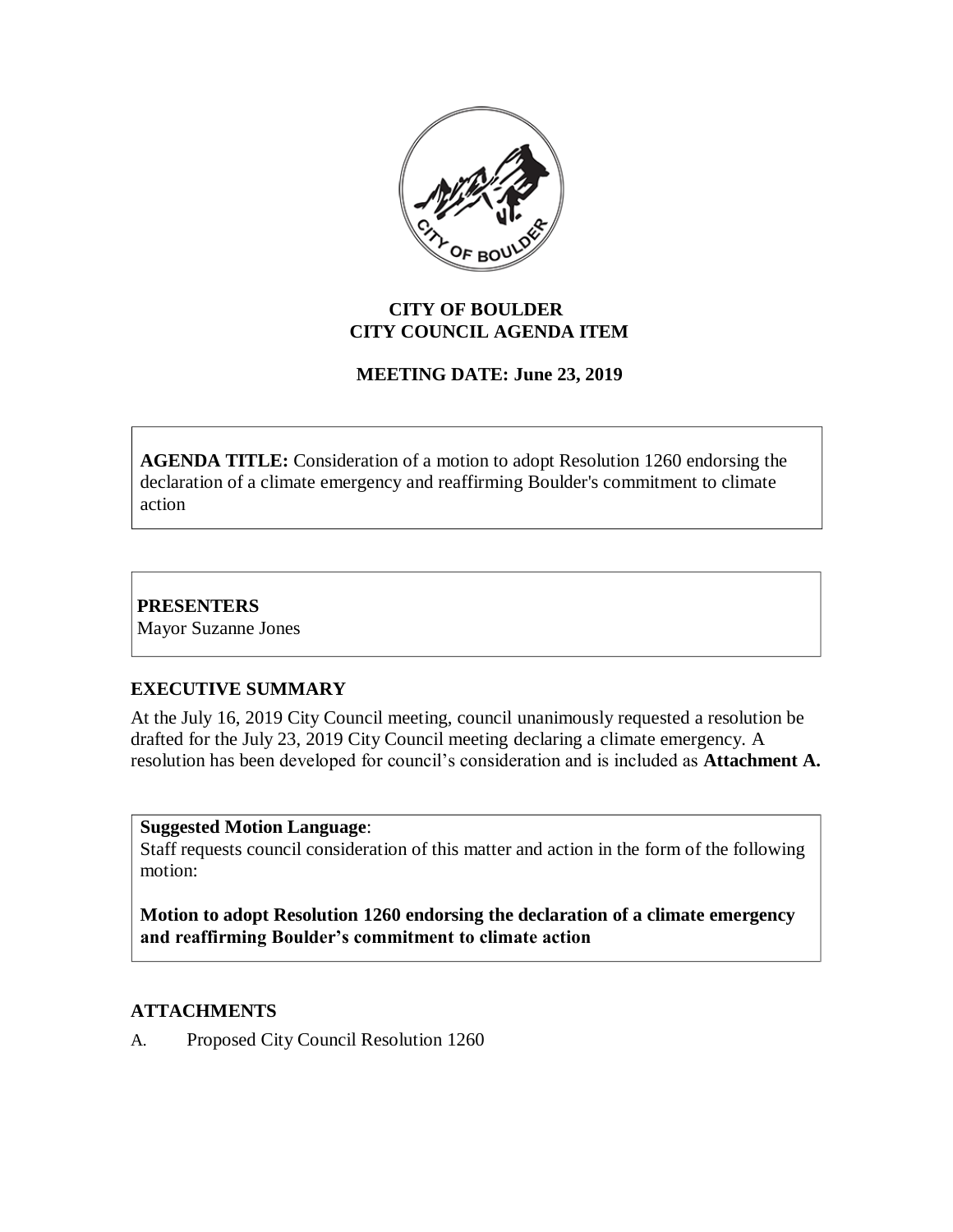**CITY OF BOULDER**
**CITY COUNCIL AGENDA ITEM**

**MEETING DATE: June 23, 2019**

**AGENDA TITLE:** Consideration of a motion to adopt Resolution 1260 endorsing the declaration of a climate emergency and reaffirming Boulder's commitment to climate action

**PRESENTERS**
Mayor Suzanne Jones

## EXECUTIVE SUMMARY

At the July 16, 2019 City Council meeting, council unanimously requested a resolution be drafted for the July 23, 2019 City Council meeting declaring a climate emergency. A resolution has been developed for council's consideration and is included as **Attachment A.**

**Suggested Motion Language**:
Staff requests council consideration of this matter and action in the form of the following motion:

**Motion to adopt Resolution 1260 endorsing the declaration of a climate emergency and reaffirming Boulder's commitment to climate action**

## ATTACHMENTS

A. Proposed City Council Resolution 1260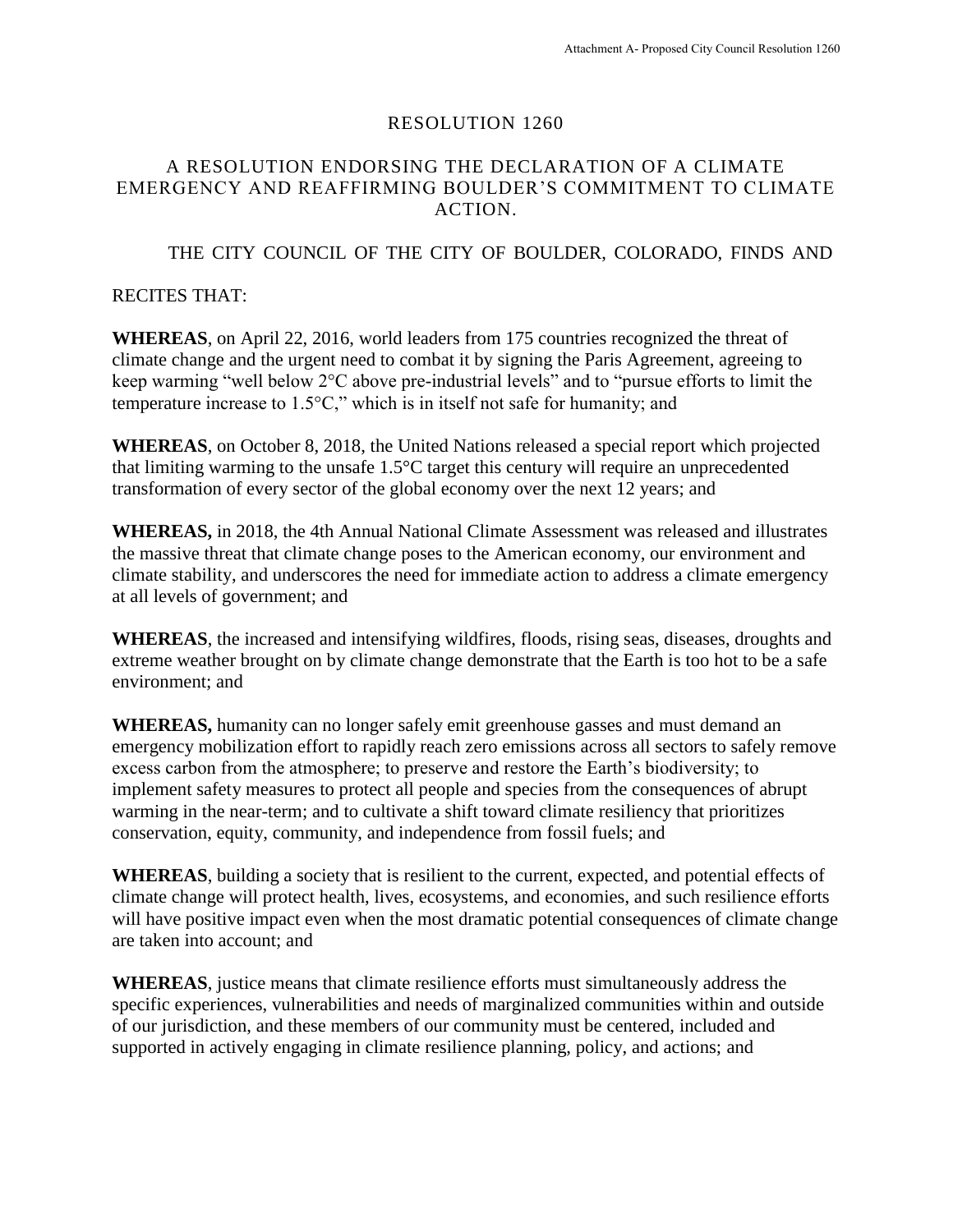# RESOLUTION 1260

## A RESOLUTION ENDORSING THE DECLARATION OF A CLIMATE EMERGENCY AND REAFFIRMING BOULDER'S COMMITMENT TO CLIMATE ACTION.

THE CITY COUNCIL OF THE CITY OF BOULDER, COLORADO, FINDS AND RECITES THAT:

**WHEREAS**, on April 22, 2016, world leaders from 175 countries recognized the threat of climate change and the urgent need to combat it by signing the Paris Agreement, agreeing to keep warming "well below 2°C above pre-industrial levels" and to "pursue efforts to limit the temperature increase to 1.5°C," which is in itself not safe for humanity; and

**WHEREAS**, on October 8, 2018, the United Nations released a special report which projected that limiting warming to the unsafe 1.5°C target this century will require an unprecedented transformation of every sector of the global economy over the next 12 years; and

**WHEREAS,** in 2018, the 4th Annual National Climate Assessment was released and illustrates the massive threat that climate change poses to the American economy, our environment and climate stability, and underscores the need for immediate action to address a climate emergency at all levels of government; and

**WHEREAS**, the increased and intensifying wildfires, floods, rising seas, diseases, droughts and extreme weather brought on by climate change demonstrate that the Earth is too hot to be a safe environment; and

**WHEREAS,** humanity can no longer safely emit greenhouse gasses and must demand an emergency mobilization effort to rapidly reach zero emissions across all sectors to safely remove excess carbon from the atmosphere; to preserve and restore the Earth's biodiversity; to implement safety measures to protect all people and species from the consequences of abrupt warming in the near-term; and to cultivate a shift toward climate resiliency that prioritizes conservation, equity, community, and independence from fossil fuels; and

**WHEREAS**, building a society that is resilient to the current, expected, and potential effects of climate change will protect health, lives, ecosystems, and economies, and such resilience efforts will have positive impact even when the most dramatic potential consequences of climate change are taken into account; and

**WHEREAS**, justice means that climate resilience efforts must simultaneously address the specific experiences, vulnerabilities and needs of marginalized communities within and outside of our jurisdiction, and these members of our community must be centered, included and supported in actively engaging in climate resilience planning, policy, and actions; and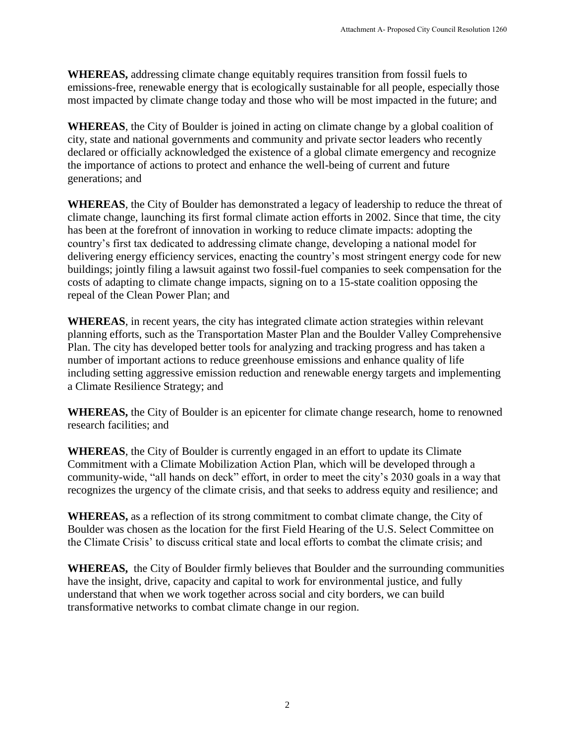**WHEREAS,** addressing climate change equitably requires transition from fossil fuels to emissions-free, renewable energy that is ecologically sustainable for all people, especially those most impacted by climate change today and those who will be most impacted in the future; and

**WHEREAS**, the City of Boulder is joined in acting on climate change by a global coalition of city, state and national governments and community and private sector leaders who recently declared or officially acknowledged the existence of a global climate emergency and recognize the importance of actions to protect and enhance the well-being of current and future generations; and

**WHEREAS**, the City of Boulder has demonstrated a legacy of leadership to reduce the threat of climate change, launching its first formal climate action efforts in 2002. Since that time, the city has been at the forefront of innovation in working to reduce climate impacts: adopting the country's first tax dedicated to addressing climate change, developing a national model for delivering energy efficiency services, enacting the country's most stringent energy code for new buildings; jointly filing a lawsuit against two fossil-fuel companies to seek compensation for the costs of adapting to climate change impacts, signing on to a 15-state coalition opposing the repeal of the Clean Power Plan; and

**WHEREAS**, in recent years, the city has integrated climate action strategies within relevant planning efforts, such as the Transportation Master Plan and the Boulder Valley Comprehensive Plan. The city has developed better tools for analyzing and tracking progress and has taken a number of important actions to reduce greenhouse emissions and enhance quality of life including setting aggressive emission reduction and renewable energy targets and implementing a Climate Resilience Strategy; and

**WHEREAS,** the City of Boulder is an epicenter for climate change research, home to renowned research facilities; and

**WHEREAS**, the City of Boulder is currently engaged in an effort to update its Climate Commitment with a Climate Mobilization Action Plan, which will be developed through a community-wide, "all hands on deck" effort, in order to meet the city's 2030 goals in a way that recognizes the urgency of the climate crisis, and that seeks to address equity and resilience; and

**WHEREAS,** as a reflection of its strong commitment to combat climate change, the City of Boulder was chosen as the location for the first Field Hearing of the U.S. Select Committee on the Climate Crisis' to discuss critical state and local efforts to combat the climate crisis; and

**WHEREAS,** the City of Boulder firmly believes that Boulder and the surrounding communities have the insight, drive, capacity and capital to work for environmental justice, and fully understand that when we work together across social and city borders, we can build transformative networks to combat climate change in our region.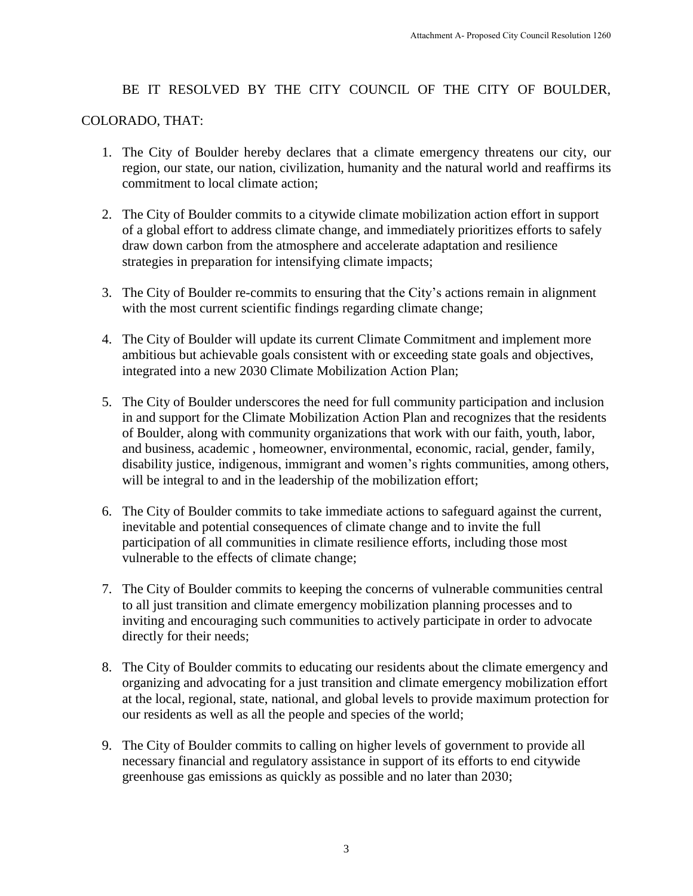BE IT RESOLVED BY THE CITY COUNCIL OF THE CITY OF BOULDER, COLORADO, THAT:

1. The City of Boulder hereby declares that a climate emergency threatens our city, our region, our state, our nation, civilization, humanity and the natural world and reaffirms its commitment to local climate action;

2. The City of Boulder commits to a citywide climate mobilization action effort in support of a global effort to address climate change, and immediately prioritizes efforts to safely draw down carbon from the atmosphere and accelerate adaptation and resilience strategies in preparation for intensifying climate impacts;

3. The City of Boulder re-commits to ensuring that the City's actions remain in alignment with the most current scientific findings regarding climate change;

4. The City of Boulder will update its current Climate Commitment and implement more ambitious but achievable goals consistent with or exceeding state goals and objectives, integrated into a new 2030 Climate Mobilization Action Plan;

5. The City of Boulder underscores the need for full community participation and inclusion in and support for the Climate Mobilization Action Plan and recognizes that the residents of Boulder, along with community organizations that work with our faith, youth, labor, and business, academic , homeowner, environmental, economic, racial, gender, family, disability justice, indigenous, immigrant and women's rights communities, among others, will be integral to and in the leadership of the mobilization effort;

6. The City of Boulder commits to take immediate actions to safeguard against the current, inevitable and potential consequences of climate change and to invite the full participation of all communities in climate resilience efforts, including those most vulnerable to the effects of climate change;

7. The City of Boulder commits to keeping the concerns of vulnerable communities central to all just transition and climate emergency mobilization planning processes and to inviting and encouraging such communities to actively participate in order to advocate directly for their needs;

8. The City of Boulder commits to educating our residents about the climate emergency and organizing and advocating for a just transition and climate emergency mobilization effort at the local, regional, state, national, and global levels to provide maximum protection for our residents as well as all the people and species of the world;

9. The City of Boulder commits to calling on higher levels of government to provide all necessary financial and regulatory assistance in support of its efforts to end citywide greenhouse gas emissions as quickly as possible and no later than 2030;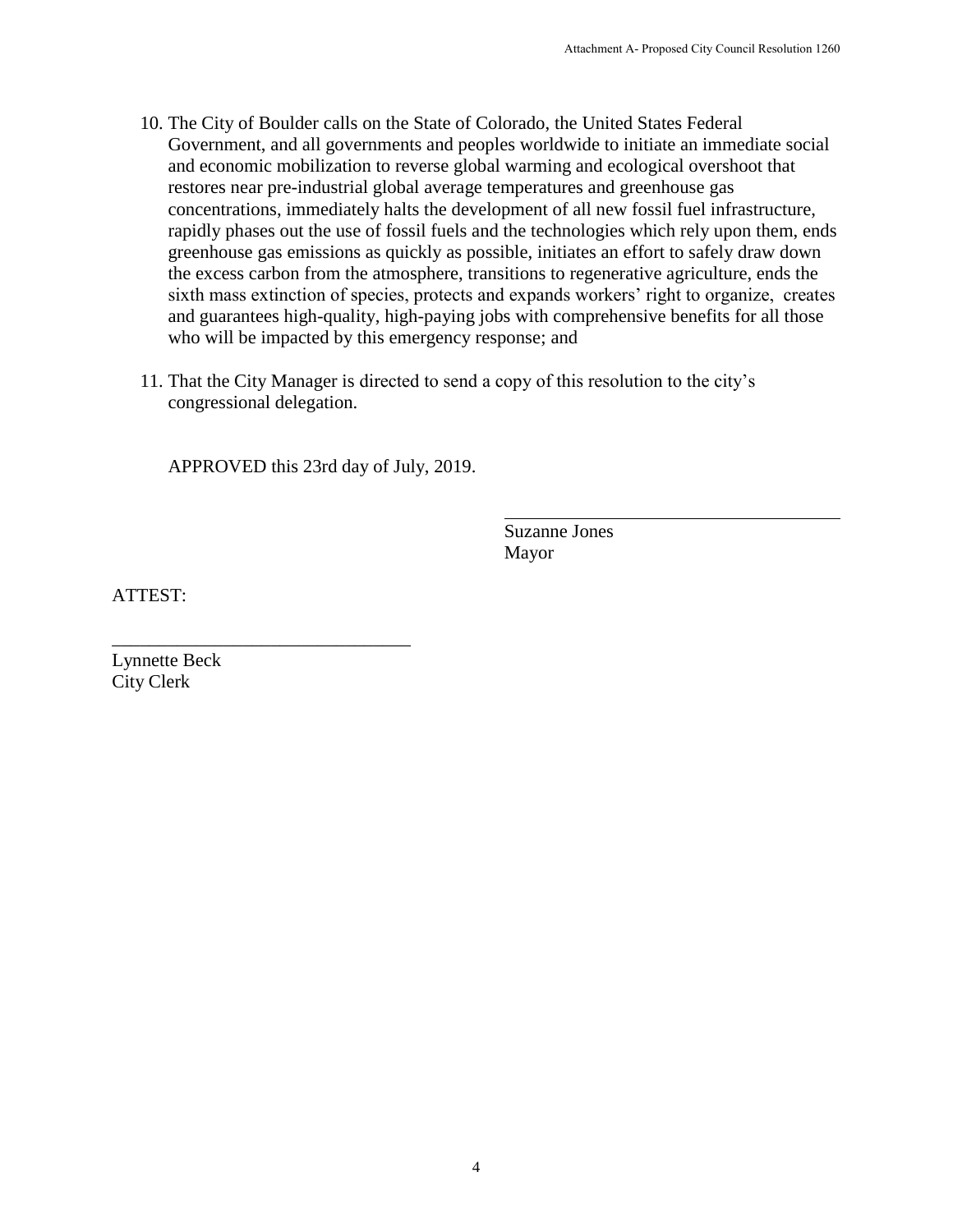10. The City of Boulder calls on the State of Colorado, the United States Federal Government, and all governments and peoples worldwide to initiate an immediate social and economic mobilization to reverse global warming and ecological overshoot that restores near pre-industrial global average temperatures and greenhouse gas concentrations, immediately halts the development of all new fossil fuel infrastructure, rapidly phases out the use of fossil fuels and the technologies which rely upon them, ends greenhouse gas emissions as quickly as possible, initiates an effort to safely draw down the excess carbon from the atmosphere, transitions to regenerative agriculture, ends the sixth mass extinction of species, protects and expands workers' right to organize, creates and guarantees high-quality, high-paying jobs with comprehensive benefits for all those who will be impacted by this emergency response; and

11. That the City Manager is directed to send a copy of this resolution to the city's congressional delegation.

APPROVED this 23rd day of July, 2019.

\_\_\_\_\_\_\_\_\_\_\_\_\_\_\_\_\_\_\_\_\_\_\_\_\_\_\_\_\_\_\_\_\_\_\_\_\_\_\_\_

Suzanne Jones
Mayor

ATTEST:

\_\_\_\_\_\_\_\_\_\_\_\_\_\_\_\_\_\_\_\_\_\_\_\_\_\_\_\_\_\_\_\_\_\_\_\_\_\_\_\_

Lynnette Beck
City Clerk